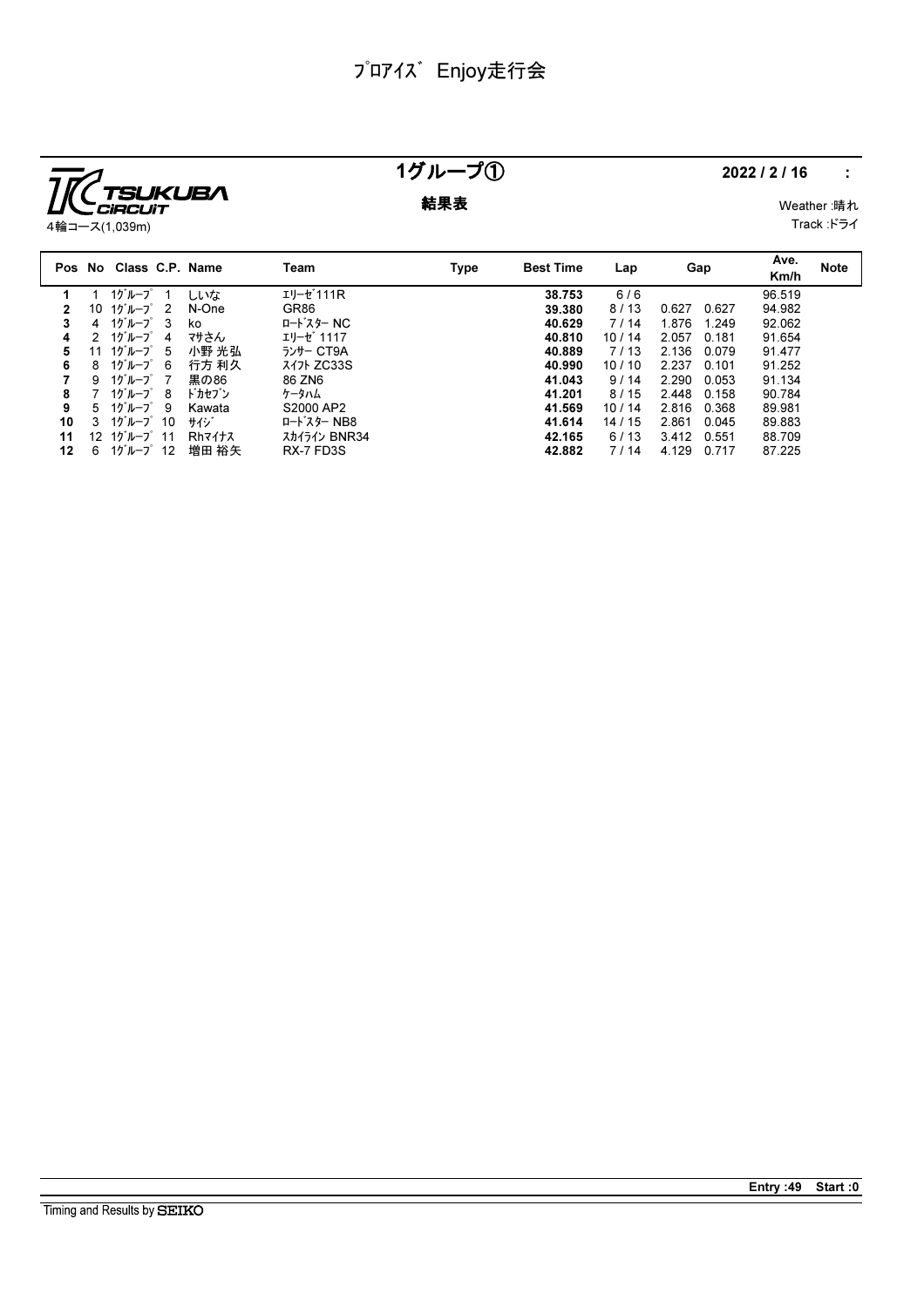# ﾌﾟﾛｱｲｽﾞ Enjoy走行会

TSUKUBA CIRCUIT

4輪コース(1,039m)

## 1グループ①

**結果表**

**2022 / 2 / 16　:**

Weather :晴れ
Track :ドライ

| Pos | No | Class | C.P. | Name | Team | Type | Best Time | Lap | Gap | | Ave. Km/h | Note |
|---|---|---|---|---|---|---|---|---|---|---|---|---|
| **1** | 1 | 1ｸﾞﾙｰﾌﾟ | 1 | しいな | ｴﾘｰｾﾞ111R | | **38.753** | 6 / 6 | | | 96.519 | |
| **2** | 10 | 1ｸﾞﾙｰﾌﾟ | 2 | N-One | GR86 | | **39.380** | 8 / 13 | 0.627 | 0.627 | 94.982 | |
| **3** | 4 | 1ｸﾞﾙｰﾌﾟ | 3 | ko | ﾛｰﾄﾞｽﾀｰ NC | | **40.629** | 7 / 14 | 1.876 | 1.249 | 92.062 | |
| **4** | 2 | 1ｸﾞﾙｰﾌﾟ | 4 | ﾏｻさん | ｴﾘｰｾﾞ 1117 | | **40.810** | 10 / 14 | 2.057 | 0.181 | 91.654 | |
| **5** | 11 | 1ｸﾞﾙｰﾌﾟ | 5 | 小野 光弘 | ﾗﾝｻｰ CT9A | | **40.889** | 7 / 13 | 2.136 | 0.079 | 91.477 | |
| **6** | 8 | 1ｸﾞﾙｰﾌﾟ | 6 | 行方 利久 | ｽｲﾌﾄ ZC33S | | **40.990** | 10 / 10 | 2.237 | 0.101 | 91.252 | |
| **7** | 9 | 1ｸﾞﾙｰﾌﾟ | 7 | 黒の86 | 86 ZN6 | | **41.043** | 9 / 14 | 2.290 | 0.053 | 91.134 | |
| **8** | 7 | 1ｸﾞﾙｰﾌﾟ | 8 | ﾄﾞｶｾﾌﾞﾝ | ｹｰﾀﾊﾑ | | **41.201** | 8 / 15 | 2.448 | 0.158 | 90.784 | |
| **9** | 5 | 1ｸﾞﾙｰﾌﾟ | 9 | Kawata | S2000 AP2 | | **41.569** | 10 / 14 | 2.816 | 0.368 | 89.981 | |
| **10** | 3 | 1ｸﾞﾙｰﾌﾟ | 10 | ｻｲｼﾞ | ﾛｰﾄﾞｽﾀｰ NB8 | | **41.614** | 14 / 15 | 2.861 | 0.045 | 89.883 | |
| **11** | 12 | 1ｸﾞﾙｰﾌﾟ | 11 | Rhﾏｲﾅｽ | ｽｶｲﾗｲﾝ BNR34 | | **42.165** | 6 / 13 | 3.412 | 0.551 | 88.709 | |
| **12** | 6 | 1ｸﾞﾙｰﾌﾟ | 12 | 増田 裕矢 | RX-7 FD3S | | **42.882** | 7 / 14 | 4.129 | 0.717 | 87.225 | |

**Entry :49　Start :0**

Timing and Results by SEIKO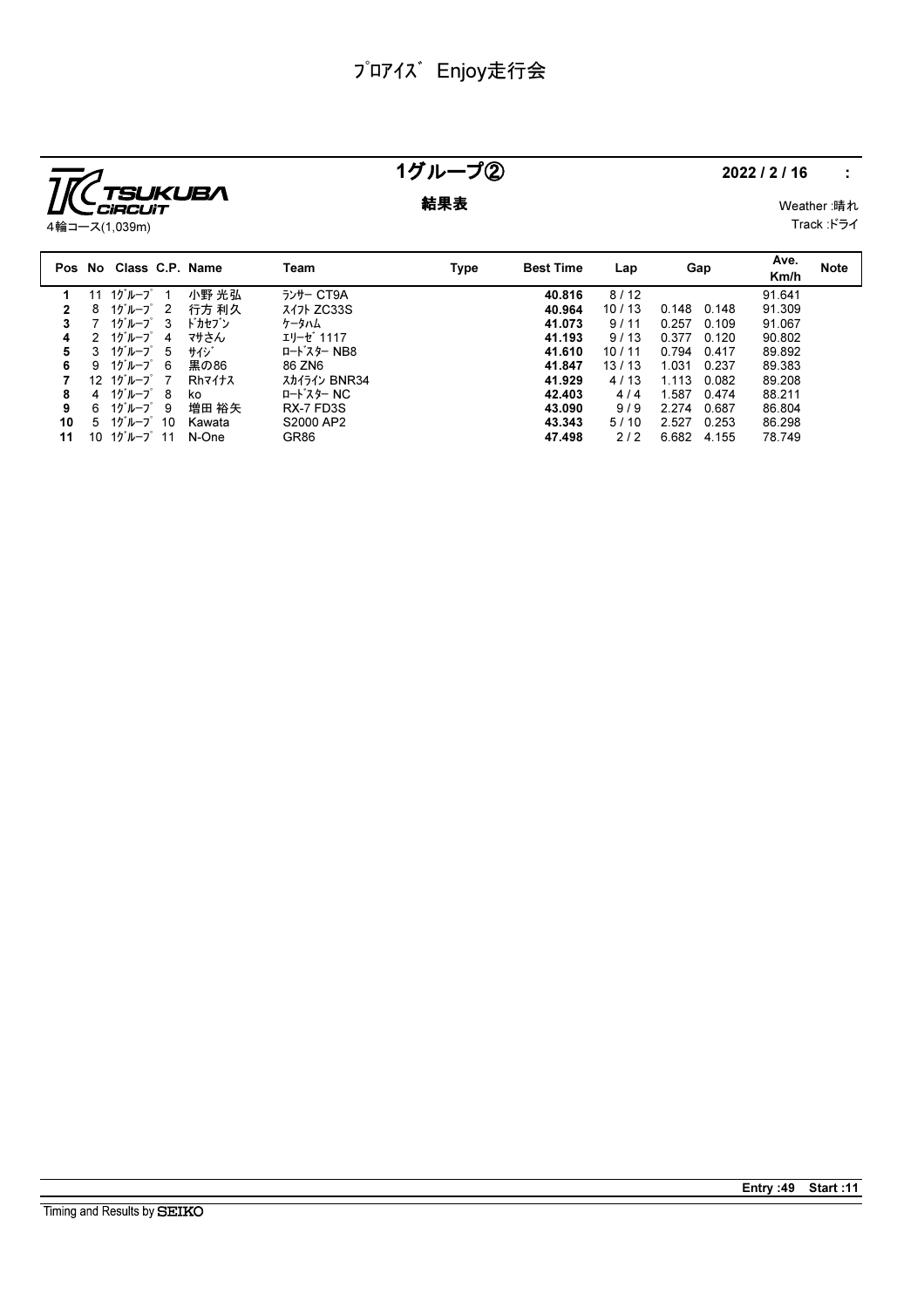# ﾌﾟﾛｱｲｽﾞ Enjoy走行会

TSUKUBA CIRCUIT
4輪コース(1,039m)

## 1グループ②

**結果表**

**2022 / 2 / 16 :**

Weather :晴れ
Track :ドライ

| Pos | No | Class | C.P. | Name | Team | Type | Best Time | Lap | Gap | | Ave. Km/h | Note |
|---|---|---|---|---|---|---|---|---|---|---|---|---|
| 1 | 11 | 1ｸﾞﾙｰﾌﾟ | 1 | 小野 光弘 | ﾗﾝｻｰ CT9A | | 40.816 | 8 / 12 | | | 91.641 | |
| 2 | 8 | 1ｸﾞﾙｰﾌﾟ | 2 | 行方 利久 | ｽｲﾌﾄ ZC33S | | 40.964 | 10 / 13 | 0.148 | 0.148 | 91.309 | |
| 3 | 7 | 1ｸﾞﾙｰﾌﾟ | 3 | ﾄﾞｶｾﾌﾞﾝ | ｹｰﾀﾊﾑ | | 41.073 | 9 / 11 | 0.257 | 0.109 | 91.067 | |
| 4 | 2 | 1ｸﾞﾙｰﾌﾟ | 4 | ﾏｻさん | ｴﾘｰｾﾞ 1117 | | 41.193 | 9 / 13 | 0.377 | 0.120 | 90.802 | |
| 5 | 3 | 1ｸﾞﾙｰﾌﾟ | 5 | ｻｲｼﾞ | ﾛｰﾄﾞｽﾀｰ NB8 | | 41.610 | 10 / 11 | 0.794 | 0.417 | 89.892 | |
| 6 | 9 | 1ｸﾞﾙｰﾌﾟ | 6 | 黒の86 | 86 ZN6 | | 41.847 | 13 / 13 | 1.031 | 0.237 | 89.383 | |
| 7 | 12 | 1ｸﾞﾙｰﾌﾟ | 7 | Rhﾏｲﾅｽ | ｽｶｲﾗｲﾝ BNR34 | | 41.929 | 4 / 13 | 1.113 | 0.082 | 89.208 | |
| 8 | 4 | 1ｸﾞﾙｰﾌﾟ | 8 | ko | ﾛｰﾄﾞｽﾀｰ NC | | 42.403 | 4 / 4 | 1.587 | 0.474 | 88.211 | |
| 9 | 6 | 1ｸﾞﾙｰﾌﾟ | 9 | 増田 裕矢 | RX-7 FD3S | | 43.090 | 9 / 9 | 2.274 | 0.687 | 86.804 | |
| 10 | 5 | 1ｸﾞﾙｰﾌﾟ | 10 | Kawata | S2000 AP2 | | 43.343 | 5 / 10 | 2.527 | 0.253 | 86.298 | |
| 11 | 10 | 1ｸﾞﾙｰﾌﾟ | 11 | N-One | GR86 | | 47.498 | 2 / 2 | 6.682 | 4.155 | 78.749 | |

**Entry :49 Start :11**

Timing and Results by SEIKO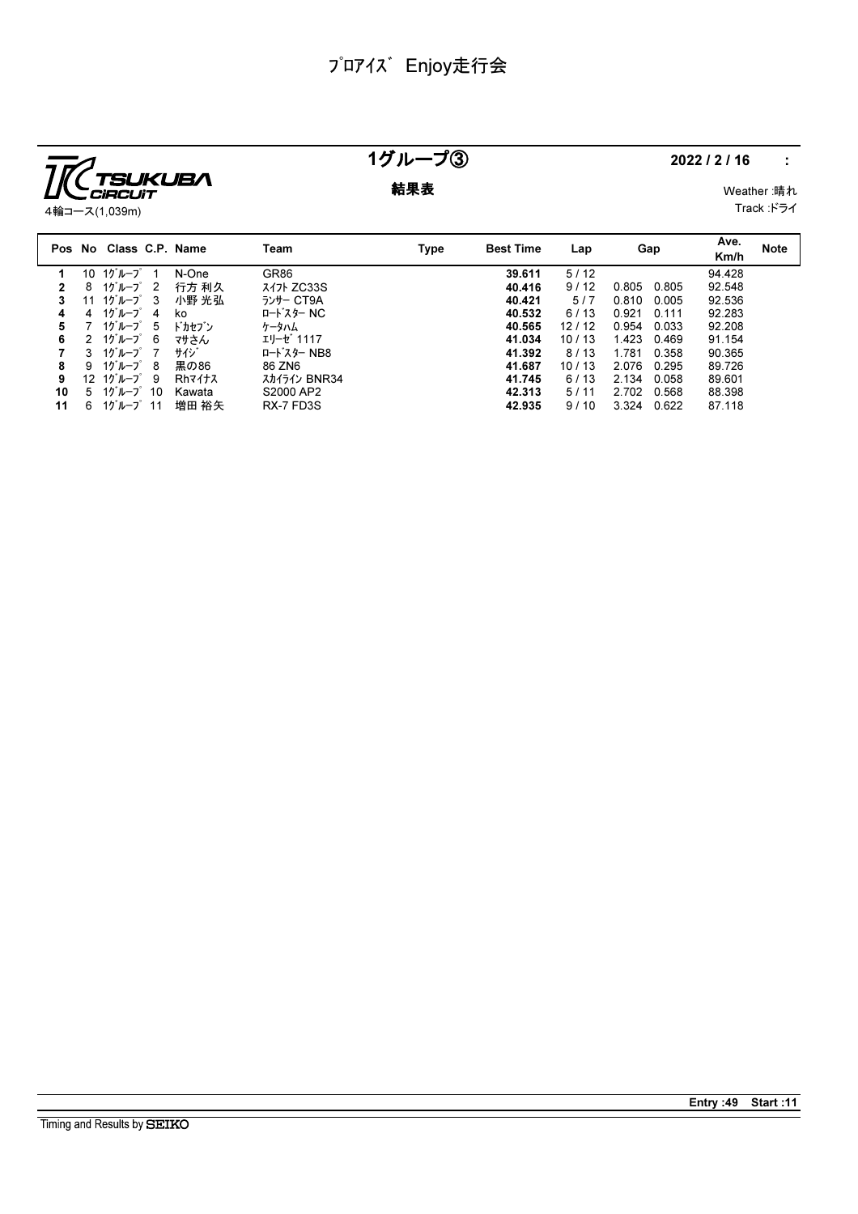# ﾌﾟﾛｱｲｽﾞ Enjoy走行会

TSUKUBA CIRCUIT
4輪コース(1,039m)

## 1グループ③

**結果表**

**2022 / 2 / 16 :**

Weather :晴れ
Track :ドライ

| Pos | No | Class | C.P. | Name | Team | Type | Best Time | Lap | Gap | | Ave. Km/h | Note |
|---|---|---|---|---|---|---|---|---|---|---|---|---|
| 1 | 10 | 1ｸﾞﾙｰﾌﾟ | 1 | N-One | GR86 | | **39.611** | 5 / 12 | | | 94.428 | |
| 2 | 8 | 1ｸﾞﾙｰﾌﾟ | 2 | 行方 利久 | ｽｲﾌﾄ ZC33S | | **40.416** | 9 / 12 | 0.805 | 0.805 | 92.548 | |
| 3 | 11 | 1ｸﾞﾙｰﾌﾟ | 3 | 小野 光弘 | ﾗﾝｻｰ CT9A | | **40.421** | 5 / 7 | 0.810 | 0.005 | 92.536 | |
| 4 | 4 | 1ｸﾞﾙｰﾌﾟ | 4 | ko | ﾛｰﾄﾞｽﾀｰ NC | | **40.532** | 6 / 13 | 0.921 | 0.111 | 92.283 | |
| 5 | 7 | 1ｸﾞﾙｰﾌﾟ | 5 | ﾄﾞｶｾﾌﾞﾝ | ｹｰﾀﾊﾑ | | **40.565** | 12 / 12 | 0.954 | 0.033 | 92.208 | |
| 6 | 2 | 1ｸﾞﾙｰﾌﾟ | 6 | ﾏｻさん | ｴﾘｰｾﾞ 1117 | | **41.034** | 10 / 13 | 1.423 | 0.469 | 91.154 | |
| 7 | 3 | 1ｸﾞﾙｰﾌﾟ | 7 | ｻｲｼﾞ | ﾛｰﾄﾞｽﾀｰ NB8 | | **41.392** | 8 / 13 | 1.781 | 0.358 | 90.365 | |
| 8 | 9 | 1ｸﾞﾙｰﾌﾟ | 8 | 黒の86 | 86 ZN6 | | **41.687** | 10 / 13 | 2.076 | 0.295 | 89.726 | |
| 9 | 12 | 1ｸﾞﾙｰﾌﾟ | 9 | Rhﾏｲﾅｽ | ｽｶｲﾗｲﾝ BNR34 | | **41.745** | 6 / 13 | 2.134 | 0.058 | 89.601 | |
| 10 | 5 | 1ｸﾞﾙｰﾌﾟ | 10 | Kawata | S2000 AP2 | | **42.313** | 5 / 11 | 2.702 | 0.568 | 88.398 | |
| 11 | 6 | 1ｸﾞﾙｰﾌﾟ | 11 | 増田 裕矢 | RX-7 FD3S | | **42.935** | 9 / 10 | 3.324 | 0.622 | 87.118 | |

**Entry :49 Start :11**

Timing and Results by SEIKO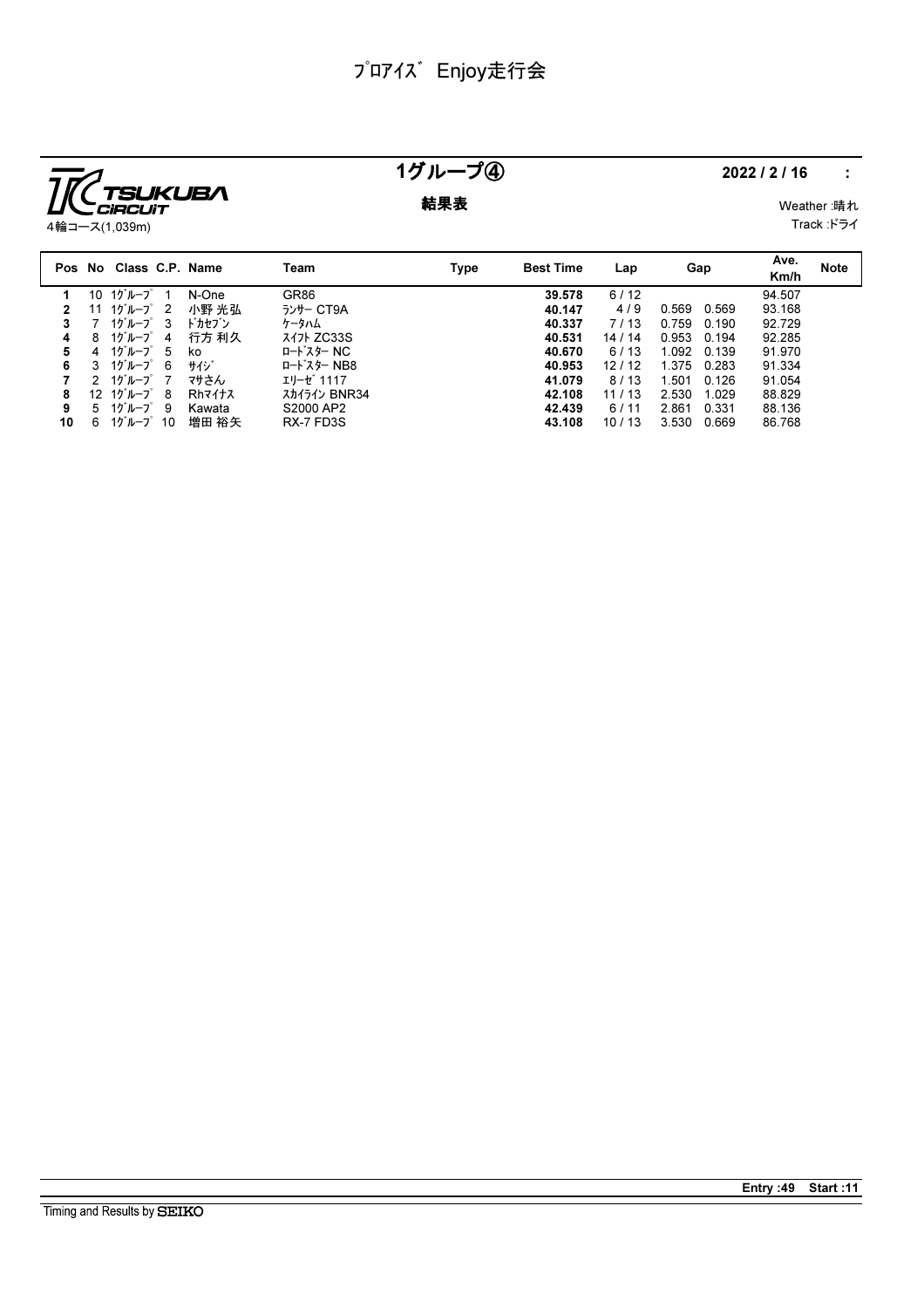# ﾌﾟﾛｱｲｽﾞ Enjoy走行会

TSUKUBA CIRCUIT

4輪コース(1,039m)

## 1グループ④

**結果表**

**2022 / 2 / 16 :**

Weather :晴れ

Track :ドライ

| Pos | No | Class | C.P. | Name | Team | Type | Best Time | Lap | Gap | | Ave. Km/h | Note |
|---|---|---|---|---|---|---|---|---|---|---|---|---|
| 1 | 10 | 1ｸﾞﾙｰﾌﾟ | 1 | N-One | GR86 | | 39.578 | 6 / 12 | | | 94.507 | |
| 2 | 11 | 1ｸﾞﾙｰﾌﾟ | 2 | 小野 光弘 | ﾗﾝｻｰ CT9A | | 40.147 | 4 / 9 | 0.569 | 0.569 | 93.168 | |
| 3 | 7 | 1ｸﾞﾙｰﾌﾟ | 3 | ﾄﾞｶｾﾌﾞﾝ | ｹｰﾀﾊﾑ | | 40.337 | 7 / 13 | 0.759 | 0.190 | 92.729 | |
| 4 | 8 | 1ｸﾞﾙｰﾌﾟ | 4 | 行方 利久 | ｽｲﾌﾄ ZC33S | | 40.531 | 14 / 14 | 0.953 | 0.194 | 92.285 | |
| 5 | 4 | 1ｸﾞﾙｰﾌﾟ | 5 | ko | ﾛｰﾄﾞｽﾀｰ NC | | 40.670 | 6 / 13 | 1.092 | 0.139 | 91.970 | |
| 6 | 3 | 1ｸﾞﾙｰﾌﾟ | 6 | ｻｲｼﾞ | ﾛｰﾄﾞｽﾀｰ NB8 | | 40.953 | 12 / 12 | 1.375 | 0.283 | 91.334 | |
| 7 | 2 | 1ｸﾞﾙｰﾌﾟ | 7 | マサさん | ｴﾘｰｾﾞ 1117 | | 41.079 | 8 / 13 | 1.501 | 0.126 | 91.054 | |
| 8 | 12 | 1ｸﾞﾙｰﾌﾟ | 8 | Rhﾏｲﾅｽ | ｽｶｲﾗｲﾝ BNR34 | | 42.108 | 11 / 13 | 2.530 | 1.029 | 88.829 | |
| 9 | 5 | 1ｸﾞﾙｰﾌﾟ | 9 | Kawata | S2000 AP2 | | 42.439 | 6 / 11 | 2.861 | 0.331 | 88.136 | |
| 10 | 6 | 1ｸﾞﾙｰﾌﾟ | 10 | 増田 裕矢 | RX-7 FD3S | | 43.108 | 10 / 13 | 3.530 | 0.669 | 86.768 | |

**Entry :49 Start :11**

Timing and Results by SEIKO